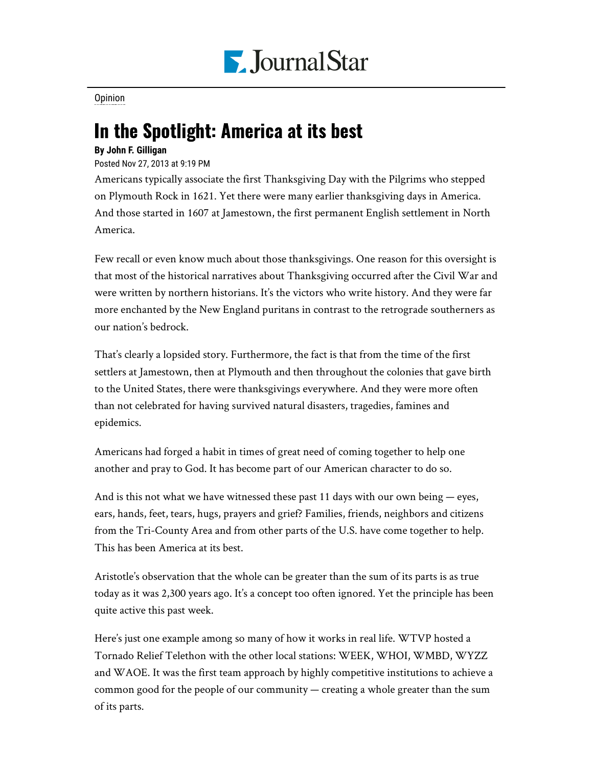Opinion

# In the Spotlight: America at its best

**By John F. Gilligan**

Posted Nov 27, 2013 at 9:19 PM

Americans typically associate the first Thanksgiving Day with the Pilgrims who stepped on Plymouth Rock in 1621. Yet there were many earlier thanksgiving days in America. And those started in 1607 at Jamestown, the first permanent English settlement in North America.

Few recall or even know much about those thanksgivings. One reason for this oversight is that most of the historical narratives about Thanksgiving occurred after the Civil War and were written by northern historians. It's the victors who write history. And they were far more enchanted by the New England puritans in contrast to the retrograde southerners as our nation's bedrock.

That's clearly a lopsided story. Furthermore, the fact is that from the time of the first settlers at Jamestown, then at Plymouth and then throughout the colonies that gave birth to the United States, there were thanksgivings everywhere. And they were more often than not celebrated for having survived natural disasters, tragedies, famines and epidemics.

Americans had forged a habit in times of great need of coming together to help one another and pray to God. It has become part of our American character to do so.

And is this not what we have witnessed these past 11 days with our own being — eyes, ears, hands, feet, tears, hugs, prayers and grief? Families, friends, neighbors and citizens from the Tri-County Area and from other parts of the U.S. have come together to help. This has been America at its best.

Aristotle's observation that the whole can be greater than the sum of its parts is as true today as it was 2,300 years ago. It's a concept too often ignored. Yet the principle has been quite active this past week.

Here's just one example among so many of how it works in real life. WTVP hosted a Tornado Relief Telethon with the other local stations: WEEK, WHOI, WMBD, WYZZ and WAOE. It was the first team approach by highly competitive institutions to achieve a common good for the people of our community — creating a whole greater than the sum of its parts.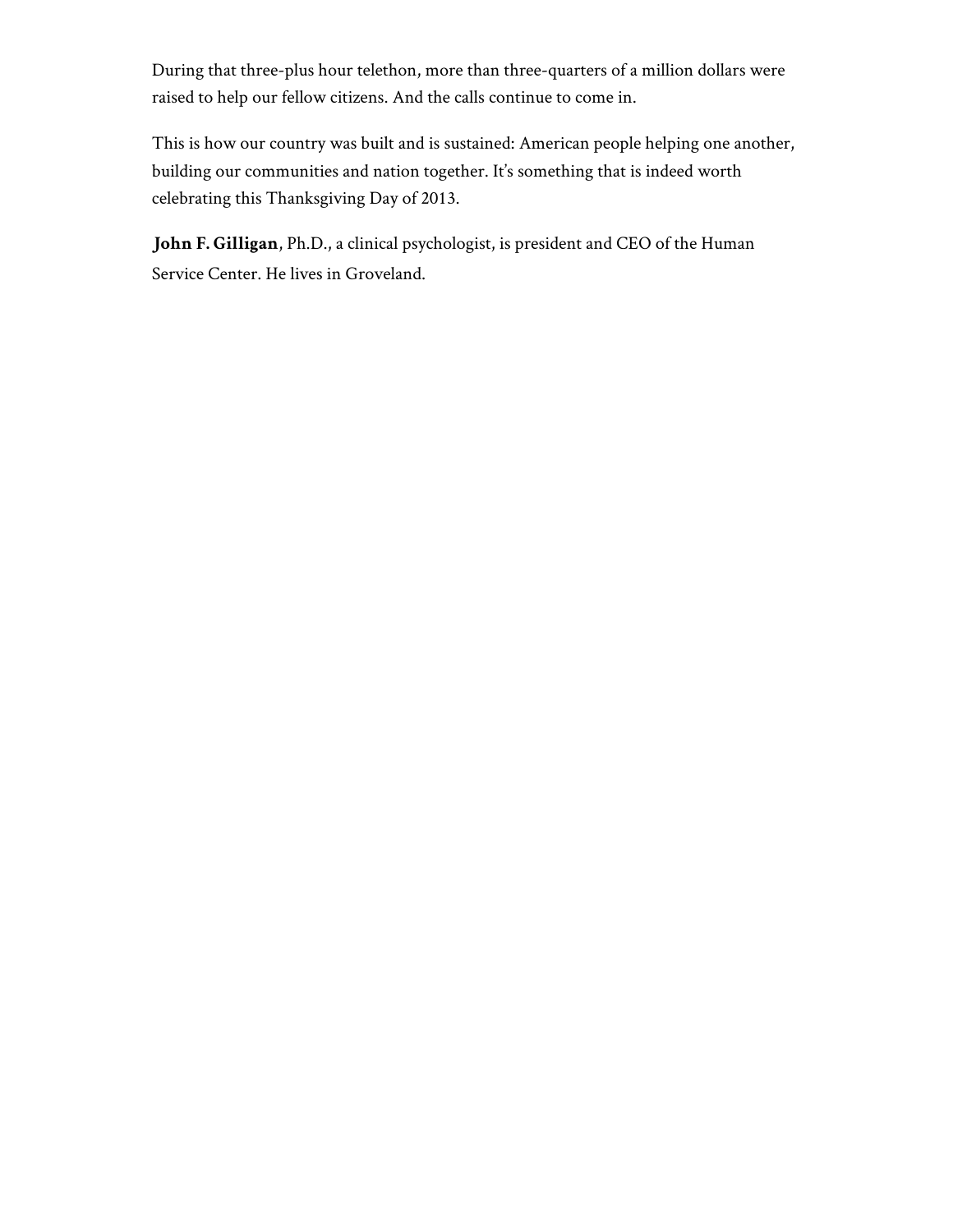During that three-plus hour telethon, more than three-quarters of a million dollars were raised to help our fellow citizens. And the calls continue to come in.

This is how our country was built and is sustained: American people helping one another, building our communities and nation together. It's something that is indeed worth celebrating this Thanksgiving Day of 2013.

**John F. Gilligan**, Ph.D., a clinical psychologist, is president and CEO of the Human Service Center. He lives in Groveland.